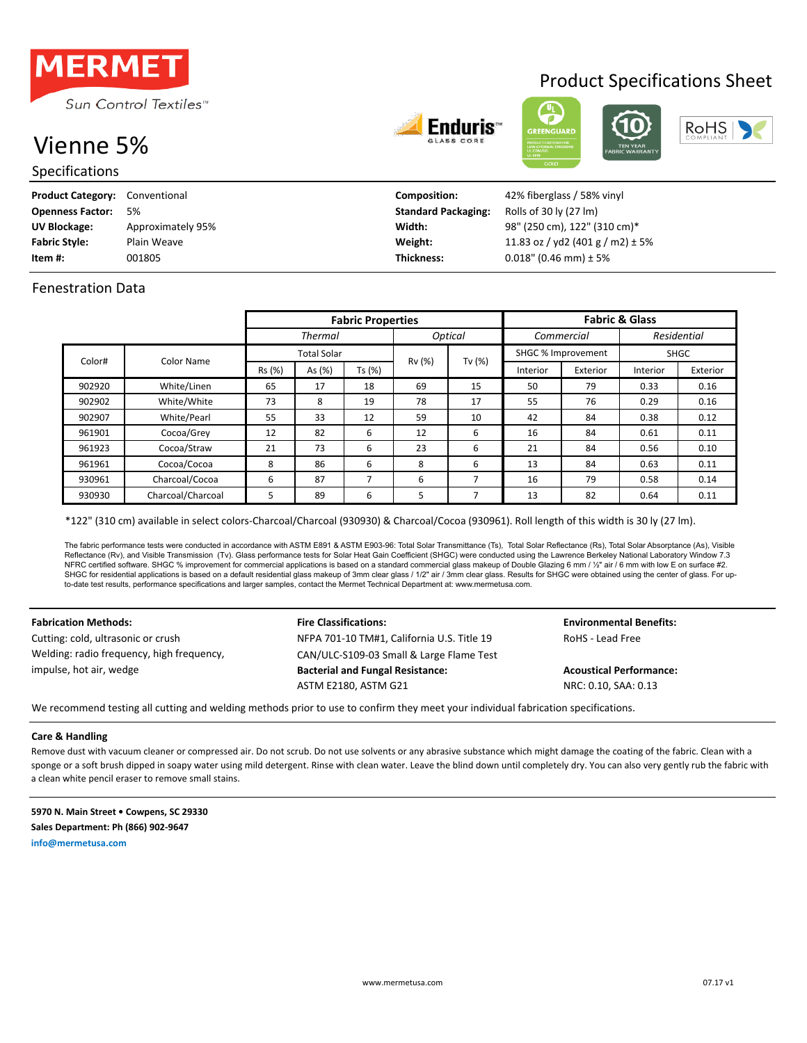# MERMET

Sun Control Textiles™

## Product Specifications Sheet

# Vienne 5%

## Specifications

**Product Category:** Conventional
**Openness Factor:** 5%
**UV Blockage:** Approximately 95%
**Fabric Style:** Plain Weave
**Item #:** 001805

**Composition:** 42% fiberglass / 58% vinyl
**Standard Packaging:** Rolls of 30 ly (27 lm)
**Width:** 98" (250 cm), 122" (310 cm)*
**Weight:** 11.83 oz / yd2 (401 g / m2) ± 5%
**Thickness:** 0.018" (0.46 mm) ± 5%

## Fenestration Data

| | | Fabric Properties | | | | | Fabric & Glass | | | |
|---|---|---|---|---|---|---|---|---|---|---|
| | | *Thermal* | | | *Optical* | | *Commercial* | | *Residential* | |
| | | Total Solar | | | | | SHGC % Improvement | | SHGC | |
| Color# | Color Name | Rs (%) | As (%) | Ts (%) | Rv (%) | Tv (%) | Interior | Exterior | Interior | Exterior |
| 902920 | White/Linen | 65 | 17 | 18 | 69 | 15 | 50 | 79 | 0.33 | 0.16 |
| 902902 | White/White | 73 | 8 | 19 | 78 | 17 | 55 | 76 | 0.29 | 0.16 |
| 902907 | White/Pearl | 55 | 33 | 12 | 59 | 10 | 42 | 84 | 0.38 | 0.12 |
| 961901 | Cocoa/Grey | 12 | 82 | 6 | 12 | 6 | 16 | 84 | 0.61 | 0.11 |
| 961923 | Cocoa/Straw | 21 | 73 | 6 | 23 | 6 | 21 | 84 | 0.56 | 0.10 |
| 961961 | Cocoa/Cocoa | 8 | 86 | 6 | 8 | 6 | 13 | 84 | 0.63 | 0.11 |
| 930961 | Charcoal/Cocoa | 6 | 87 | 7 | 6 | 7 | 16 | 79 | 0.58 | 0.14 |
| 930930 | Charcoal/Charcoal | 5 | 89 | 6 | 5 | 7 | 13 | 82 | 0.64 | 0.11 |

*122" (310 cm) available in select colors-Charcoal/Charcoal (930930) & Charcoal/Cocoa (930961). Roll length of this width is 30 ly (27 lm).

The fabric performance tests were conducted in accordance with ASTM E891 & ASTM E903-96: Total Solar Transmittance (Ts), Total Solar Reflectance (Rs), Total Solar Absorptance (As), Visible Reflectance (Rv), and Visible Transmission (Tv). Glass performance tests for Solar Heat Gain Coefficient (SHGC) were conducted using the Lawrence Berkeley National Laboratory Window 7.3 NFRC certified software. SHGC % improvement for commercial applications is based on a standard commercial glass makeup of Double Glazing 6 mm / ½" air / 6 mm with low E on surface #2. SHGC for residential applications is based on a default residential glass makeup of 3mm clear glass / 1/2" air / 3mm clear glass. Results for SHGC were obtained using the center of glass. For up-to-date test results, performance specifications and larger samples, contact the Mermet Technical Department at: www.mermetusa.com.

**Fabrication Methods:**
Cutting: cold, ultrasonic or crush
Welding: radio frequency, high frequency, impulse, hot air, wedge

**Fire Classifications:**
NFPA 701-10 TM#1, California U.S. Title 19
CAN/ULC-S109-03 Small & Large Flame Test

**Bacterial and Fungal Resistance:**
ASTM E2180, ASTM G21

**Environmental Benefits:**
RoHS - Lead Free

**Acoustical Performance:**
NRC: 0.10, SAA: 0.13

We recommend testing all cutting and welding methods prior to use to confirm they meet your individual fabrication specifications.

**Care & Handling**

Remove dust with vacuum cleaner or compressed air. Do not scrub. Do not use solvents or any abrasive substance which might damage the coating of the fabric. Clean with a sponge or a soft brush dipped in soapy water using mild detergent. Rinse with clean water. Leave the blind down until completely dry. You can also very gently rub the fabric with a clean white pencil eraser to remove small stains.

**5970 N. Main Street • Cowpens, SC 29330**
**Sales Department: Ph (866) 902-9647**
**info@mermetusa.com**

www.mermetusa.com 07.17 v1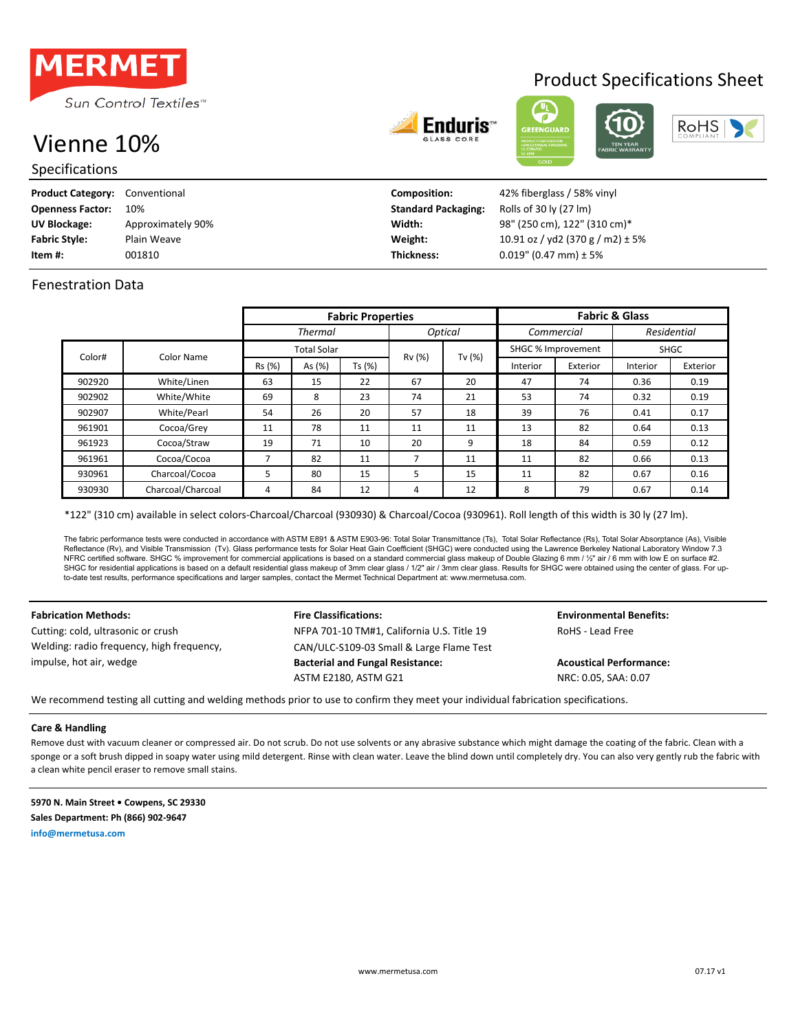# MERMET

Sun Control Textiles™

## Product Specifications Sheet

Enduris™ GLASS CORE

GREENGUARD GOLD

TEN YEAR FABRIC WARRANTY

RoHS COMPLIANT

# Vienne 10%

## Specifications

**Product Category:** Conventional
**Openness Factor:** 10%
**UV Blockage:** Approximately 90%
**Fabric Style:** Plain Weave
**Item #:** 001810

**Composition:** 42% fiberglass / 58% vinyl
**Standard Packaging:** Rolls of 30 ly (27 lm)
**Width:** 98" (250 cm), 122" (310 cm)*
**Weight:** 10.91 oz / yd2 (370 g / m2) ± 5%
**Thickness:** 0.019" (0.47 mm) ± 5%

## Fenestration Data

| | | Fabric Properties | | | | | Fabric & Glass | | | |
|---|---|---|---|---|---|---|---|---|---|---|
| | | *Thermal* | | | *Optical* | | *Commercial* | | *Residential* | |
| | | Total Solar | | | | | SHGC % Improvement | | SHGC | |
| Color# | Color Name | Rs (%) | As (%) | Ts (%) | Rv (%) | Tv (%) | Interior | Exterior | Interior | Exterior |
| 902920 | White/Linen | 63 | 15 | 22 | 67 | 20 | 47 | 74 | 0.36 | 0.19 |
| 902902 | White/White | 69 | 8 | 23 | 74 | 21 | 53 | 74 | 0.32 | 0.19 |
| 902907 | White/Pearl | 54 | 26 | 20 | 57 | 18 | 39 | 76 | 0.41 | 0.17 |
| 961901 | Cocoa/Grey | 11 | 78 | 11 | 11 | 11 | 13 | 82 | 0.64 | 0.13 |
| 961923 | Cocoa/Straw | 19 | 71 | 10 | 20 | 9 | 18 | 84 | 0.59 | 0.12 |
| 961961 | Cocoa/Cocoa | 7 | 82 | 11 | 7 | 11 | 11 | 82 | 0.66 | 0.13 |
| 930961 | Charcoal/Cocoa | 5 | 80 | 15 | 5 | 15 | 11 | 82 | 0.67 | 0.16 |
| 930930 | Charcoal/Charcoal | 4 | 84 | 12 | 4 | 12 | 8 | 79 | 0.67 | 0.14 |

*122" (310 cm) available in select colors-Charcoal/Charcoal (930930) & Charcoal/Cocoa (930961). Roll length of this width is 30 ly (27 lm).

The fabric performance tests were conducted in accordance with ASTM E891 & ASTM E903-96: Total Solar Transmittance (Ts), Total Solar Reflectance (Rs), Total Solar Absorptance (As), Visible Reflectance (Rv), and Visible Transmission (Tv). Glass performance tests for Solar Heat Gain Coefficient (SHGC) were conducted using the Lawrence Berkeley National Laboratory Window 7.3 NFRC certified software. SHGC % improvement for commercial applications is based on a standard commercial glass makeup of Double Glazing 6 mm / ½" air / 6 mm with low E on surface #2. SHGC for residential applications is based on a default residential glass makeup of 3mm clear glass / 1/2" air / 3mm clear glass. Results for SHGC were obtained using the center of glass. For up-to-date test results, performance specifications and larger samples, contact the Mermet Technical Department at: www.mermetusa.com.

**Fabrication Methods:**
Cutting: cold, ultrasonic or crush
Welding: radio frequency, high frequency, impulse, hot air, wedge

**Fire Classifications:**
NFPA 701-10 TM#1, California U.S. Title 19
CAN/ULC-S109-03 Small & Large Flame Test

**Bacterial and Fungal Resistance:**
ASTM E2180, ASTM G21

**Environmental Benefits:**
RoHS - Lead Free

**Acoustical Performance:**
NRC: 0.05, SAA: 0.07

We recommend testing all cutting and welding methods prior to use to confirm they meet your individual fabrication specifications.

**Care & Handling**

Remove dust with vacuum cleaner or compressed air. Do not scrub. Do not use solvents or any abrasive substance which might damage the coating of the fabric. Clean with a sponge or a soft brush dipped in soapy water using mild detergent. Rinse with clean water. Leave the blind down until completely dry. You can also very gently rub the fabric with a clean white pencil eraser to remove small stains.

**5970 N. Main Street • Cowpens, SC 29330**
**Sales Department: Ph (866) 902-9647**
**info@mermetusa.com**

www.mermetusa.com

07.17 v1